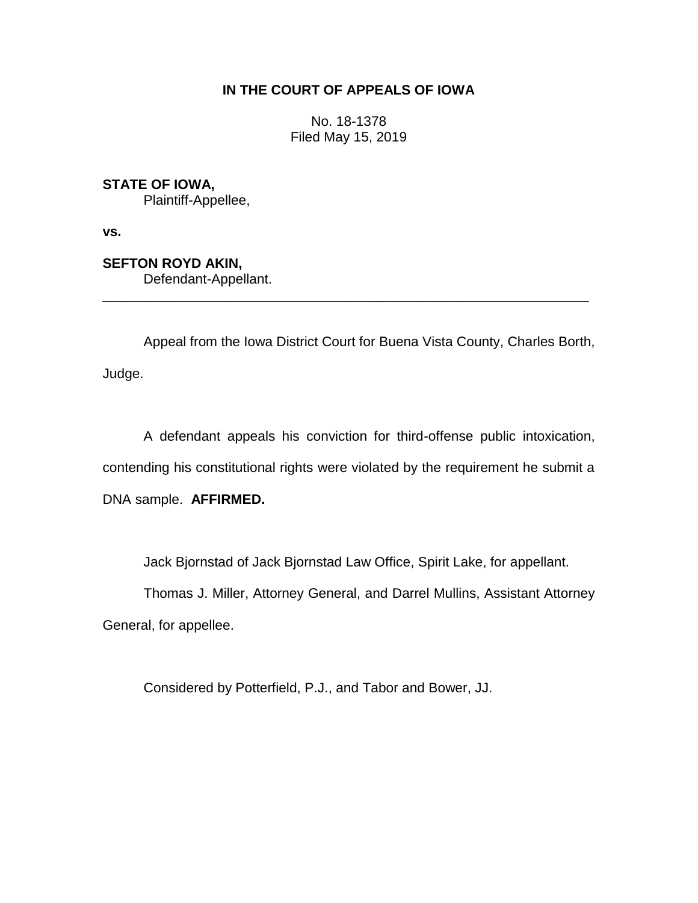**IN THE COURT OF APPEALS OF IOWA**

No. 18-1378
Filed May 15, 2019

**STATE OF IOWA,**
Plaintiff-Appellee,

**vs.**

**SEFTON ROYD AKIN,**
Defendant-Appellant.

---

Appeal from the Iowa District Court for Buena Vista County, Charles Borth, Judge.

A defendant appeals his conviction for third-offense public intoxication, contending his constitutional rights were violated by the requirement he submit a DNA sample. **AFFIRMED.**

Jack Bjornstad of Jack Bjornstad Law Office, Spirit Lake, for appellant.

Thomas J. Miller, Attorney General, and Darrel Mullins, Assistant Attorney General, for appellee.

Considered by Potterfield, P.J., and Tabor and Bower, JJ.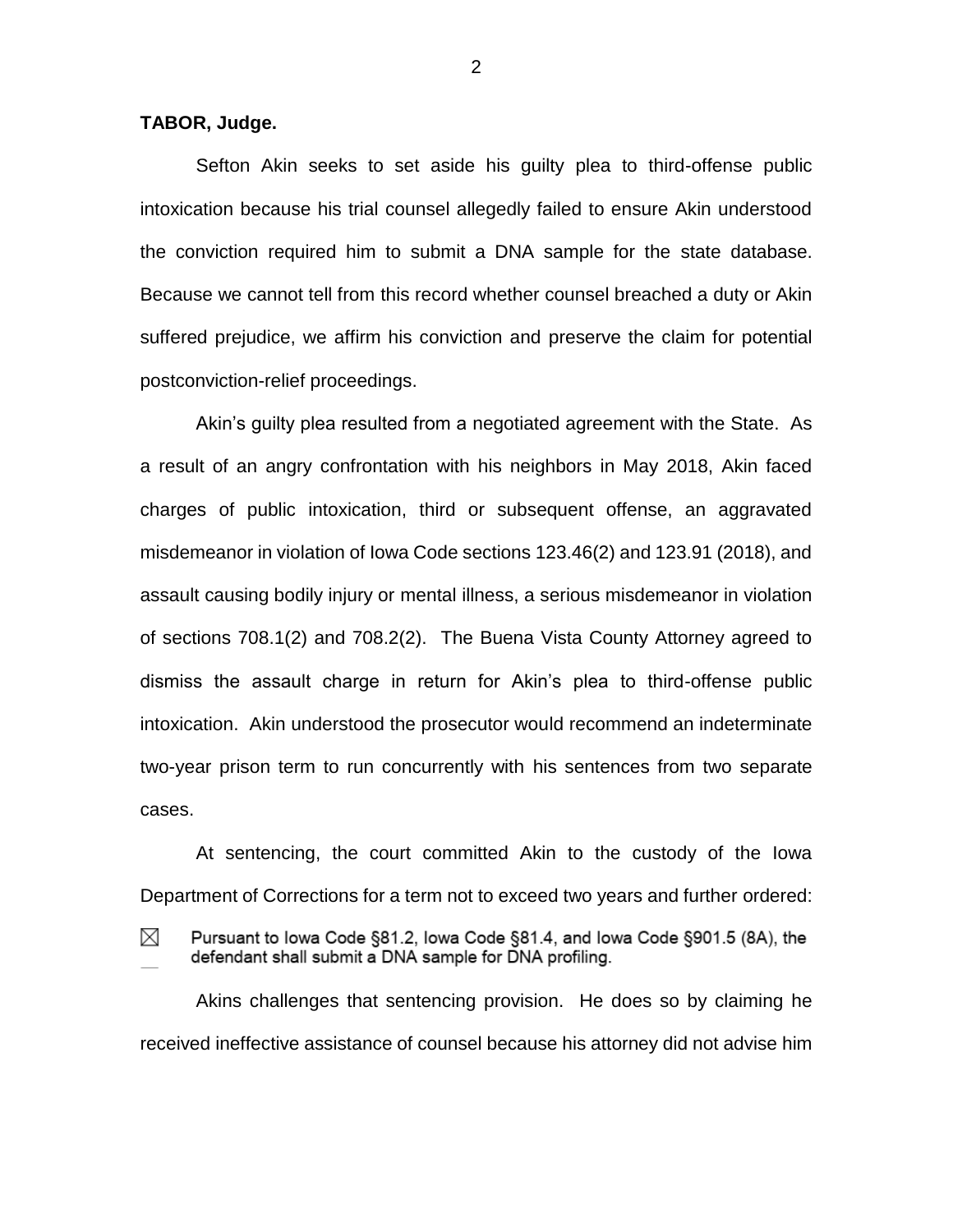**TABOR, Judge.**

Sefton Akin seeks to set aside his guilty plea to third-offense public intoxication because his trial counsel allegedly failed to ensure Akin understood the conviction required him to submit a DNA sample for the state database. Because we cannot tell from this record whether counsel breached a duty or Akin suffered prejudice, we affirm his conviction and preserve the claim for potential postconviction-relief proceedings.

Akin's guilty plea resulted from a negotiated agreement with the State. As a result of an angry confrontation with his neighbors in May 2018, Akin faced charges of public intoxication, third or subsequent offense, an aggravated misdemeanor in violation of Iowa Code sections 123.46(2) and 123.91 (2018), and assault causing bodily injury or mental illness, a serious misdemeanor in violation of sections 708.1(2) and 708.2(2). The Buena Vista County Attorney agreed to dismiss the assault charge in return for Akin's plea to third-offense public intoxication. Akin understood the prosecutor would recommend an indeterminate two-year prison term to run concurrently with his sentences from two separate cases.

At sentencing, the court committed Akin to the custody of the Iowa Department of Corrections for a term not to exceed two years and further ordered:

> ☒ Pursuant to Iowa Code §81.2, Iowa Code §81.4, and Iowa Code §901.5 (8A), the defendant shall submit a DNA sample for DNA profiling.

Akins challenges that sentencing provision. He does so by claiming he received ineffective assistance of counsel because his attorney did not advise him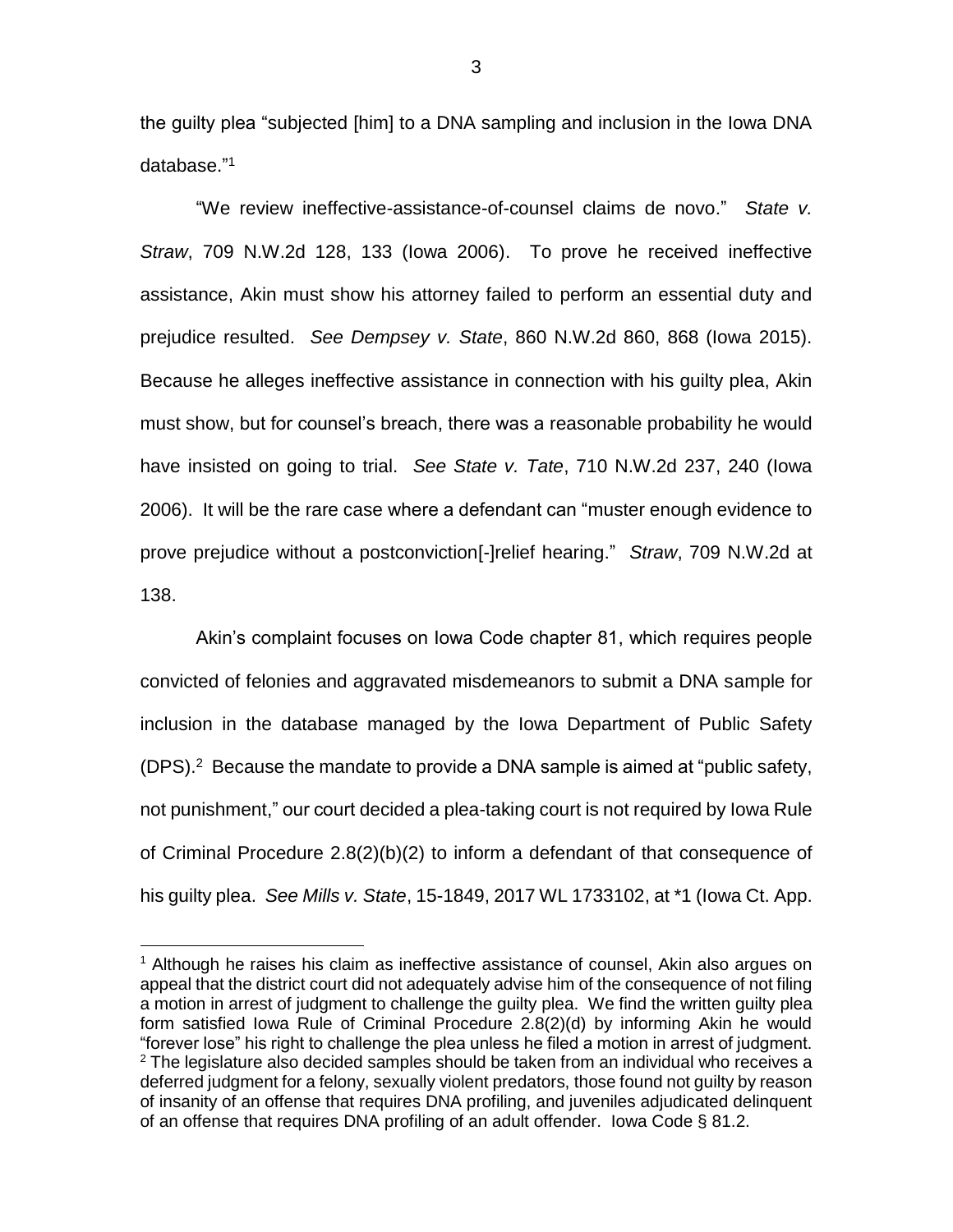the guilty plea "subjected [him] to a DNA sampling and inclusion in the Iowa DNA database."[1]

"We review ineffective-assistance-of-counsel claims de novo." *State v. Straw*, 709 N.W.2d 128, 133 (Iowa 2006). To prove he received ineffective assistance, Akin must show his attorney failed to perform an essential duty and prejudice resulted. *See Dempsey v. State*, 860 N.W.2d 860, 868 (Iowa 2015). Because he alleges ineffective assistance in connection with his guilty plea, Akin must show, but for counsel's breach, there was a reasonable probability he would have insisted on going to trial. *See State v. Tate*, 710 N.W.2d 237, 240 (Iowa 2006). It will be the rare case where a defendant can "muster enough evidence to prove prejudice without a postconviction[-]relief hearing." *Straw*, 709 N.W.2d at 138.

Akin's complaint focuses on Iowa Code chapter 81, which requires people convicted of felonies and aggravated misdemeanors to submit a DNA sample for inclusion in the database managed by the Iowa Department of Public Safety (DPS).[2] Because the mandate to provide a DNA sample is aimed at "public safety, not punishment," our court decided a plea-taking court is not required by Iowa Rule of Criminal Procedure 2.8(2)(b)(2) to inform a defendant of that consequence of his guilty plea. *See Mills v. State*, 15-1849, 2017 WL 1733102, at *1 (Iowa Ct. App.

---

[1] Although he raises his claim as ineffective assistance of counsel, Akin also argues on appeal that the district court did not adequately advise him of the consequence of not filing a motion in arrest of judgment to challenge the guilty plea. We find the written guilty plea form satisfied Iowa Rule of Criminal Procedure 2.8(2)(d) by informing Akin he would "forever lose" his right to challenge the plea unless he filed a motion in arrest of judgment.

[2] The legislature also decided samples should be taken from an individual who receives a deferred judgment for a felony, sexually violent predators, those found not guilty by reason of insanity of an offense that requires DNA profiling, and juveniles adjudicated delinquent of an offense that requires DNA profiling of an adult offender. Iowa Code § 81.2.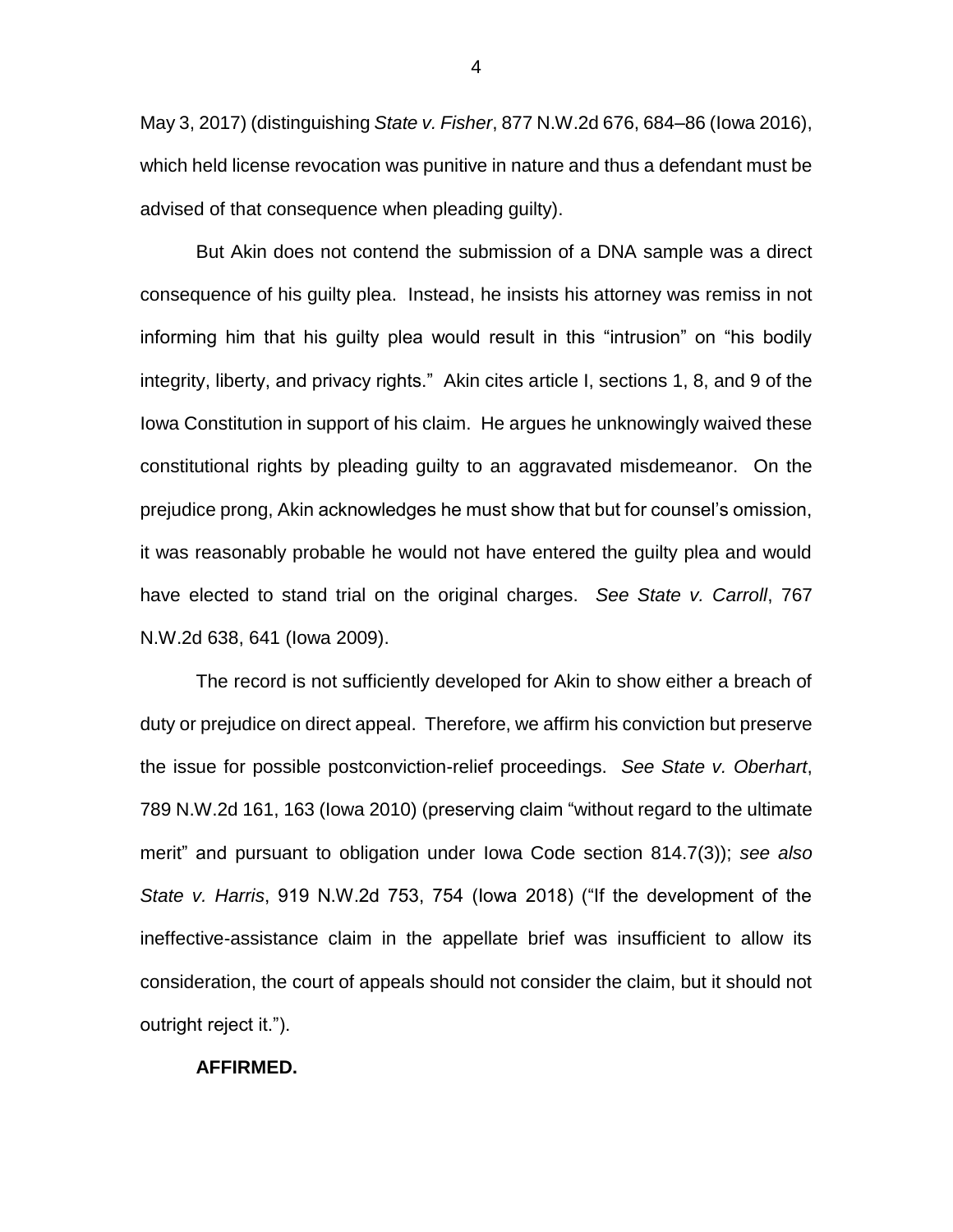May 3, 2017) (distinguishing *State v. Fisher*, 877 N.W.2d 676, 684–86 (Iowa 2016), which held license revocation was punitive in nature and thus a defendant must be advised of that consequence when pleading guilty).

But Akin does not contend the submission of a DNA sample was a direct consequence of his guilty plea. Instead, he insists his attorney was remiss in not informing him that his guilty plea would result in this "intrusion" on "his bodily integrity, liberty, and privacy rights." Akin cites article I, sections 1, 8, and 9 of the Iowa Constitution in support of his claim. He argues he unknowingly waived these constitutional rights by pleading guilty to an aggravated misdemeanor. On the prejudice prong, Akin acknowledges he must show that but for counsel's omission, it was reasonably probable he would not have entered the guilty plea and would have elected to stand trial on the original charges. *See State v. Carroll*, 767 N.W.2d 638, 641 (Iowa 2009).

The record is not sufficiently developed for Akin to show either a breach of duty or prejudice on direct appeal. Therefore, we affirm his conviction but preserve the issue for possible postconviction-relief proceedings. *See State v. Oberhart*, 789 N.W.2d 161, 163 (Iowa 2010) (preserving claim "without regard to the ultimate merit" and pursuant to obligation under Iowa Code section 814.7(3)); *see also State v. Harris*, 919 N.W.2d 753, 754 (Iowa 2018) ("If the development of the ineffective-assistance claim in the appellate brief was insufficient to allow its consideration, the court of appeals should not consider the claim, but it should not outright reject it.").

**AFFIRMED.**